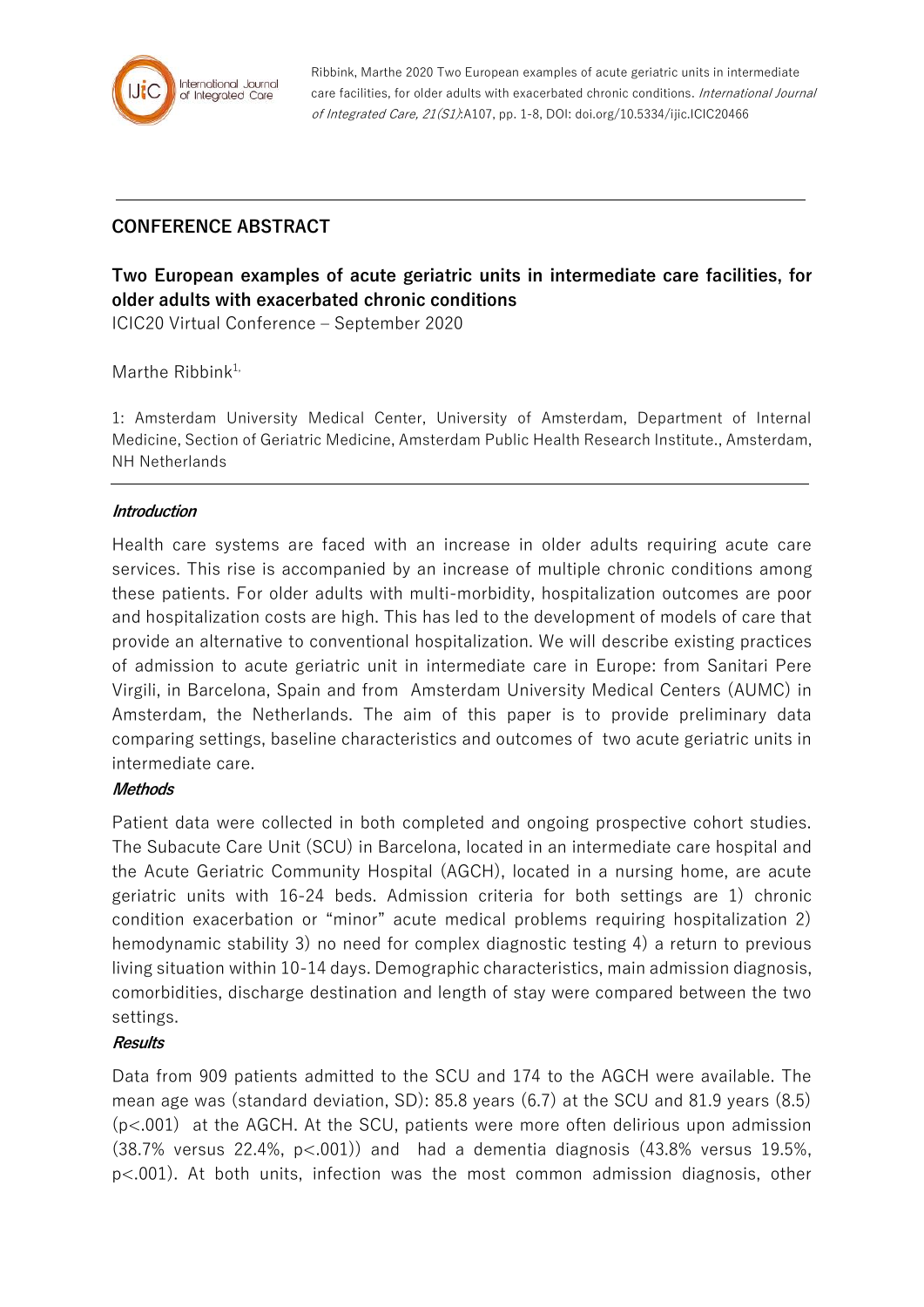## CONFERENCE ABSTRACT

# Two European examples of acute geriatric units in intermediate care facilities, for older adults with exacerbated chronic conditions

ICIC20 Virtual Conference – September 2020

Marthe Ribbink[1,]

1: Amsterdam University Medical Center, University of Amsterdam, Department of Internal Medicine, Section of Geriatric Medicine, Amsterdam Public Health Research Institute., Amsterdam, NH Netherlands

### *Introduction*

Health care systems are faced with an increase in older adults requiring acute care services. This rise is accompanied by an increase of multiple chronic conditions among these patients. For older adults with multi-morbidity, hospitalization outcomes are poor and hospitalization costs are high. This has led to the development of models of care that provide an alternative to conventional hospitalization. We will describe existing practices of admission to acute geriatric unit in intermediate care in Europe: from Sanitari Pere Virgili, in Barcelona, Spain and from Amsterdam University Medical Centers (AUMC) in Amsterdam, the Netherlands. The aim of this paper is to provide preliminary data comparing settings, baseline characteristics and outcomes of two acute geriatric units in intermediate care.

### *Methods*

Patient data were collected in both completed and ongoing prospective cohort studies. The Subacute Care Unit (SCU) in Barcelona, located in an intermediate care hospital and the Acute Geriatric Community Hospital (AGCH), located in a nursing home, are acute geriatric units with 16-24 beds. Admission criteria for both settings are 1) chronic condition exacerbation or "minor" acute medical problems requiring hospitalization 2) hemodynamic stability 3) no need for complex diagnostic testing 4) a return to previous living situation within 10-14 days. Demographic characteristics, main admission diagnosis, comorbidities, discharge destination and length of stay were compared between the two settings.

### *Results*

Data from 909 patients admitted to the SCU and 174 to the AGCH were available. The mean age was (standard deviation, SD): 85.8 years (6.7) at the SCU and 81.9 years (8.5) ($p<.001$) at the AGCH. At the SCU, patients were more often delirious upon admission (38.7% versus 22.4%, $p<.001$)) and had a dementia diagnosis (43.8% versus 19.5%, $p<.001$). At both units, infection was the most common admission diagnosis, other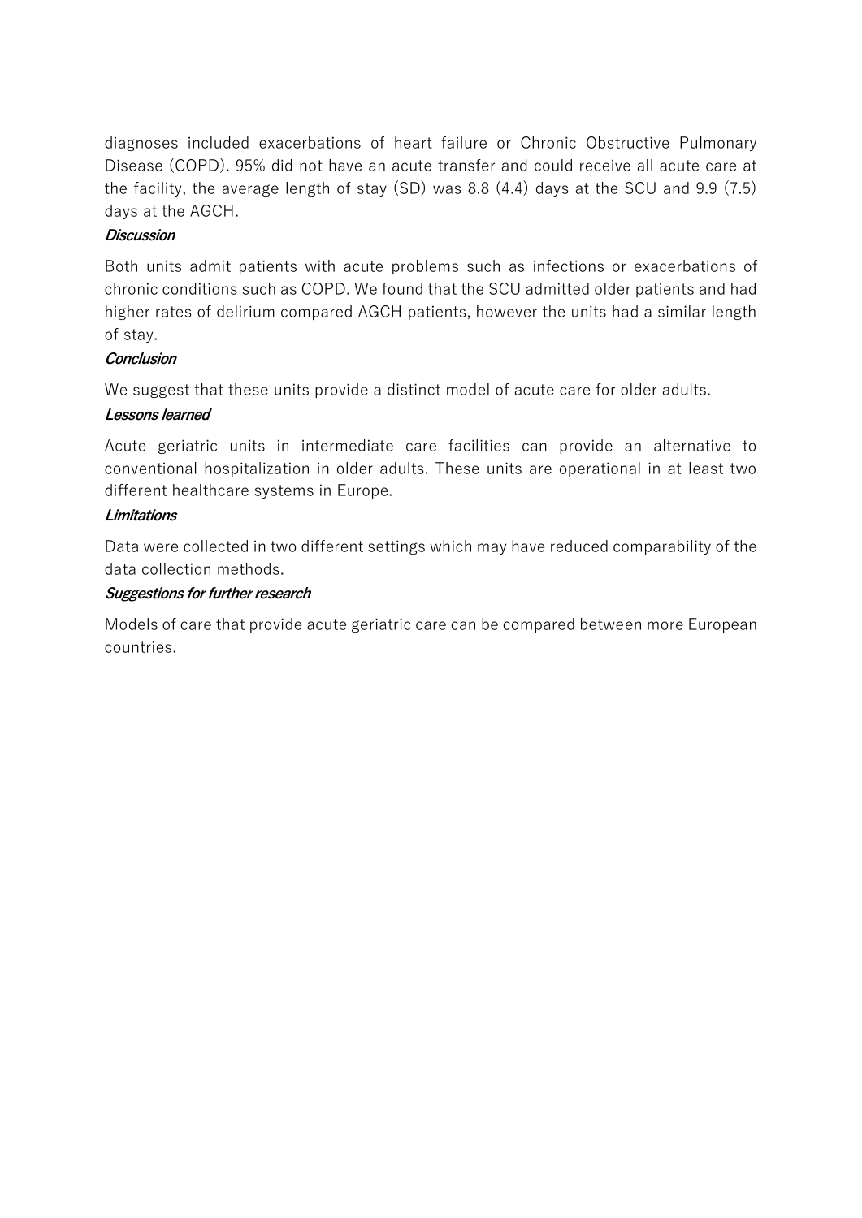diagnoses included exacerbations of heart failure or Chronic Obstructive Pulmonary Disease (COPD). 95% did not have an acute transfer and could receive all acute care at the facility, the average length of stay (SD) was 8.8 (4.4) days at the SCU and 9.9 (7.5) days at the AGCH.

***Discussion***

Both units admit patients with acute problems such as infections or exacerbations of chronic conditions such as COPD. We found that the SCU admitted older patients and had higher rates of delirium compared AGCH patients, however the units had a similar length of stay.

***Conclusion***

We suggest that these units provide a distinct model of acute care for older adults.

***Lessons learned***

Acute geriatric units in intermediate care facilities can provide an alternative to conventional hospitalization in older adults. These units are operational in at least two different healthcare systems in Europe.

***Limitations***

Data were collected in two different settings which may have reduced comparability of the data collection methods.

***Suggestions for further research***

Models of care that provide acute geriatric care can be compared between more European countries.